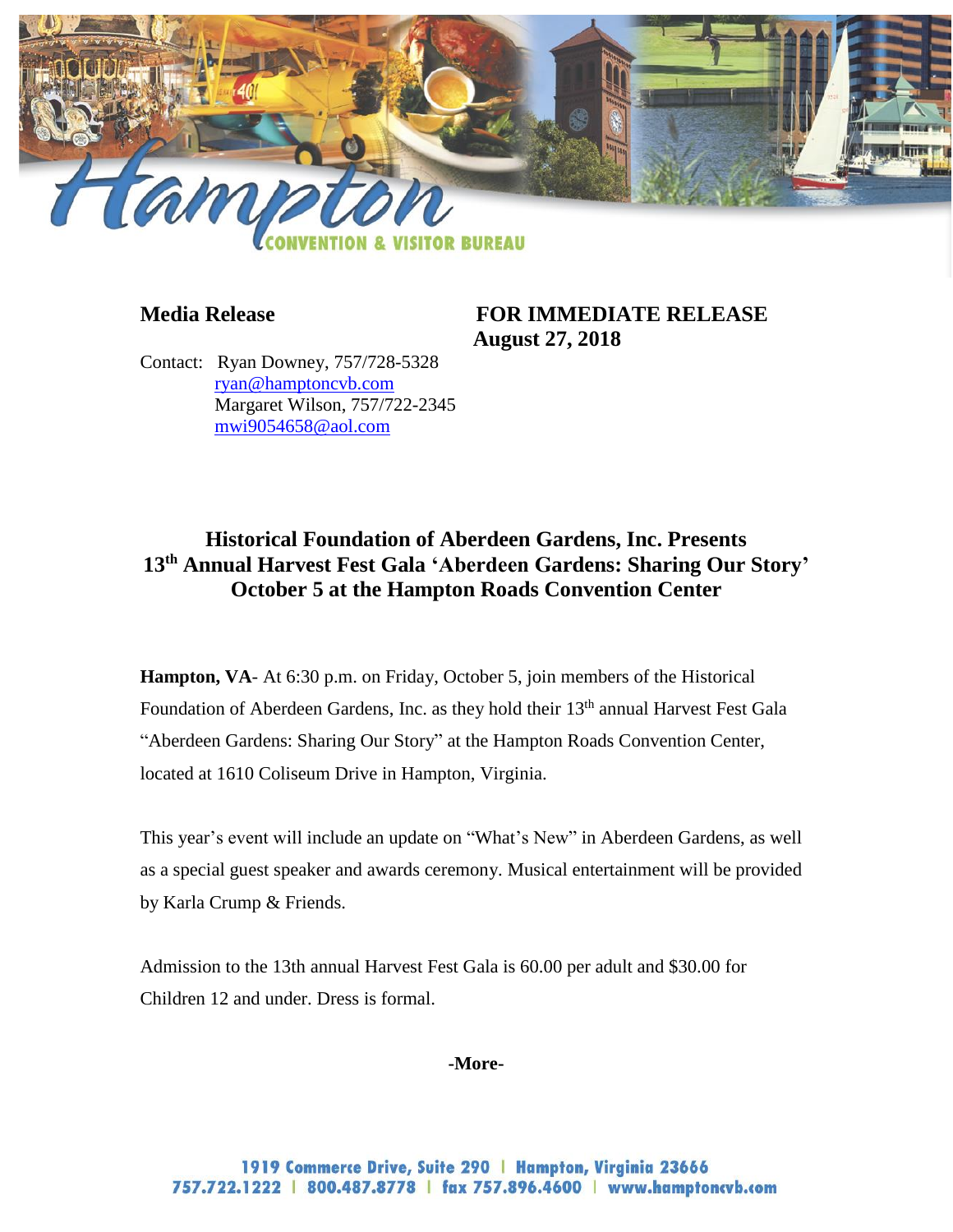**Media Release**

**FOR IMMEDIATE RELEASE**
**August 27, 2018**

Contact: Ryan Downey, 757/728-5328
ryan@hamptoncvb.com
Margaret Wilson, 757/722-2345
mwi9054658@aol.com

## Historical Foundation of Aberdeen Gardens, Inc. Presents 13th Annual Harvest Fest Gala 'Aberdeen Gardens: Sharing Our Story' October 5 at the Hampton Roads Convention Center

**Hampton, VA**- At 6:30 p.m. on Friday, October 5, join members of the Historical Foundation of Aberdeen Gardens, Inc. as they hold their 13th annual Harvest Fest Gala "Aberdeen Gardens: Sharing Our Story" at the Hampton Roads Convention Center, located at 1610 Coliseum Drive in Hampton, Virginia.

This year's event will include an update on "What's New" in Aberdeen Gardens, as well as a special guest speaker and awards ceremony. Musical entertainment will be provided by Karla Crump & Friends.

Admission to the 13th annual Harvest Fest Gala is 60.00 per adult and $30.00 for Children 12 and under. Dress is formal.

**-More-**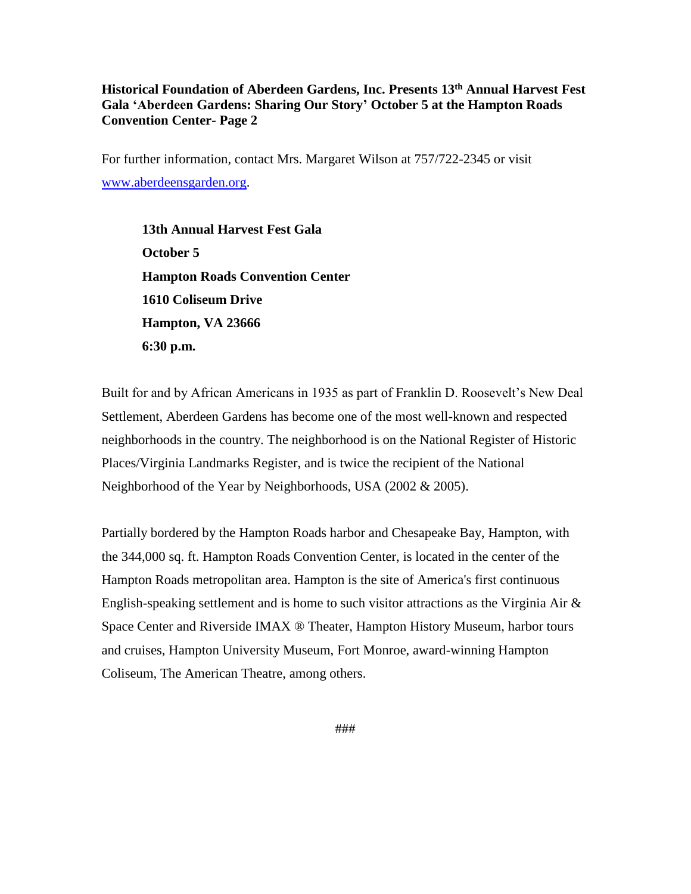**Historical Foundation of Aberdeen Gardens, Inc. Presents 13th Annual Harvest Fest Gala 'Aberdeen Gardens: Sharing Our Story' October 5 at the Hampton Roads Convention Center- Page 2**

For further information, contact Mrs. Margaret Wilson at 757/722-2345 or visit www.aberdeensgarden.org.

**13th Annual Harvest Fest Gala**
**October 5**
**Hampton Roads Convention Center**
**1610 Coliseum Drive**
**Hampton, VA 23666**
**6:30 p.m.**

Built for and by African Americans in 1935 as part of Franklin D. Roosevelt's New Deal Settlement, Aberdeen Gardens has become one of the most well-known and respected neighborhoods in the country. The neighborhood is on the National Register of Historic Places/Virginia Landmarks Register, and is twice the recipient of the National Neighborhood of the Year by Neighborhoods, USA (2002 & 2005).

Partially bordered by the Hampton Roads harbor and Chesapeake Bay, Hampton, with the 344,000 sq. ft. Hampton Roads Convention Center, is located in the center of the Hampton Roads metropolitan area. Hampton is the site of America's first continuous English-speaking settlement and is home to such visitor attractions as the Virginia Air & Space Center and Riverside IMAX ® Theater, Hampton History Museum, harbor tours and cruises, Hampton University Museum, Fort Monroe, award-winning Hampton Coliseum, The American Theatre, among others.

###